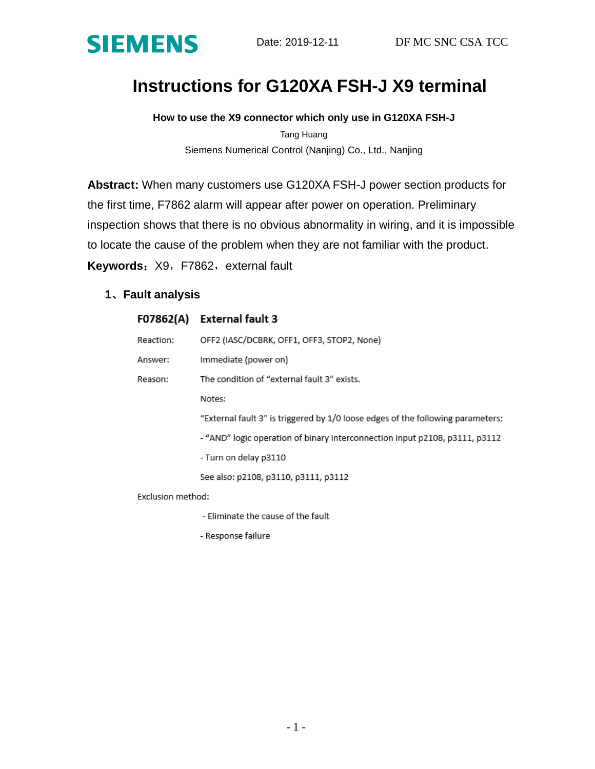SIEMENS Date: 2019-12-11 DF MC SNC CSA TCC

# Instructions for G120XA FSH-J X9 terminal

**How to use the X9 connector which only use in G120XA FSH-J**

Tang Huang

Siemens Numerical Control (Nanjing) Co., Ltd., Nanjing

**Abstract:** When many customers use G120XA FSH-J power section products for the first time, F7862 alarm will appear after power on operation. Preliminary inspection shows that there is no obvious abnormality in wiring, and it is impossible to locate the cause of the problem when they are not familiar with the product.

**Keywords**：X9，F7862，external fault

## 1、Fault analysis

**F07862(A) External fault 3**

Reaction: OFF2 (IASC/DCBRK, OFF1, OFF3, STOP2, None)

Answer: Immediate (power on)

Reason: The condition of "external fault 3" exists.

Notes:

"External fault 3" is triggered by 1/0 loose edges of the following parameters:

- "AND" logic operation of binary interconnection input p2108, p3111, p3112
- Turn on delay p3110

See also: p2108, p3110, p3111, p3112

Exclusion method:

- Eliminate the cause of the fault
- Response failure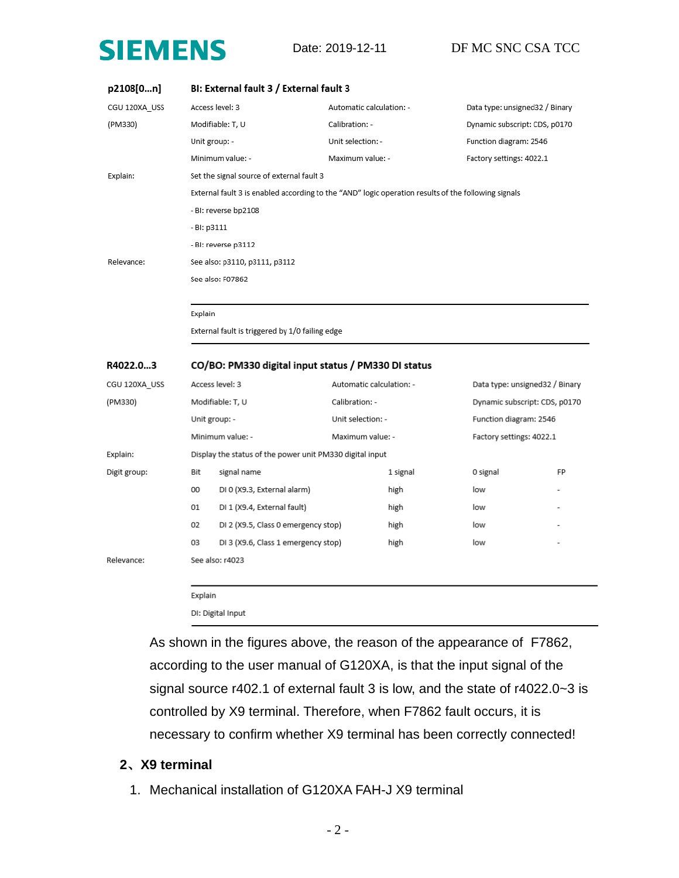**p2108[0...n]** | **BI: External fault 3 / External fault 3**

| | | | |
|---|---|---|---|
| CGU 120XA_USS | Access level: 3 | Automatic calculation: - | Data type: unsigned32 / Binary |
| (PM330) | Modifiable: T, U | Calibration: - | Dynamic subscript: CDS, p0170 |
| | Unit group: - | Unit selection: - | Function diagram: 2546 |
| | Minimum value: - | Maximum value: - | Factory settings: 4022.1 |

Explain: Set the signal source of external fault 3

External fault 3 is enabled according to the "AND" logic operation results of the following signals

- BI: reverse bp2108
- BI: p3111
- BI: reverse p3112

Relevance: See also: p3110, p3111, p3112

See also: F07862

---

Explain

External fault is triggered by 1/0 failing edge

---

**R4022.0...3** | **CO/BO: PM330 digital input status / PM330 DI status**

| | | | |
|---|---|---|---|
| CGU 120XA_USS | Access level: 3 | Automatic calculation: - | Data type: unsigned32 / Binary |
| (PM330) | Modifiable: T, U | Calibration: - | Dynamic subscript: CDS, p0170 |
| | Unit group: - | Unit selection: - | Function diagram: 2546 |
| | Minimum value: - | Maximum value: - | Factory settings: 4022.1 |

Explain: Display the status of the power unit PM330 digital input

Digit group:

| Bit | signal name | 1 signal | 0 signal | FP |
|---|---|---|---|---|
| 00 | DI 0 (X9.3, External alarm) | high | low | - |
| 01 | DI 1 (X9.4, External fault) | high | low | - |
| 02 | DI 2 (X9.5, Class 0 emergency stop) | high | low | - |
| 03 | DI 3 (X9.6, Class 1 emergency stop) | high | low | - |

Relevance: See also: r4023

---

Explain

DI: Digital Input

---

As shown in the figures above, the reason of the appearance of F7862, according to the user manual of G120XA, is that the input signal of the signal source r402.1 of external fault 3 is low, and the state of r4022.0~3 is controlled by X9 terminal. Therefore, when F7862 fault occurs, it is necessary to confirm whether X9 terminal has been correctly connected!

## 2、X9 terminal

1. Mechanical installation of G120XA FAH-J X9 terminal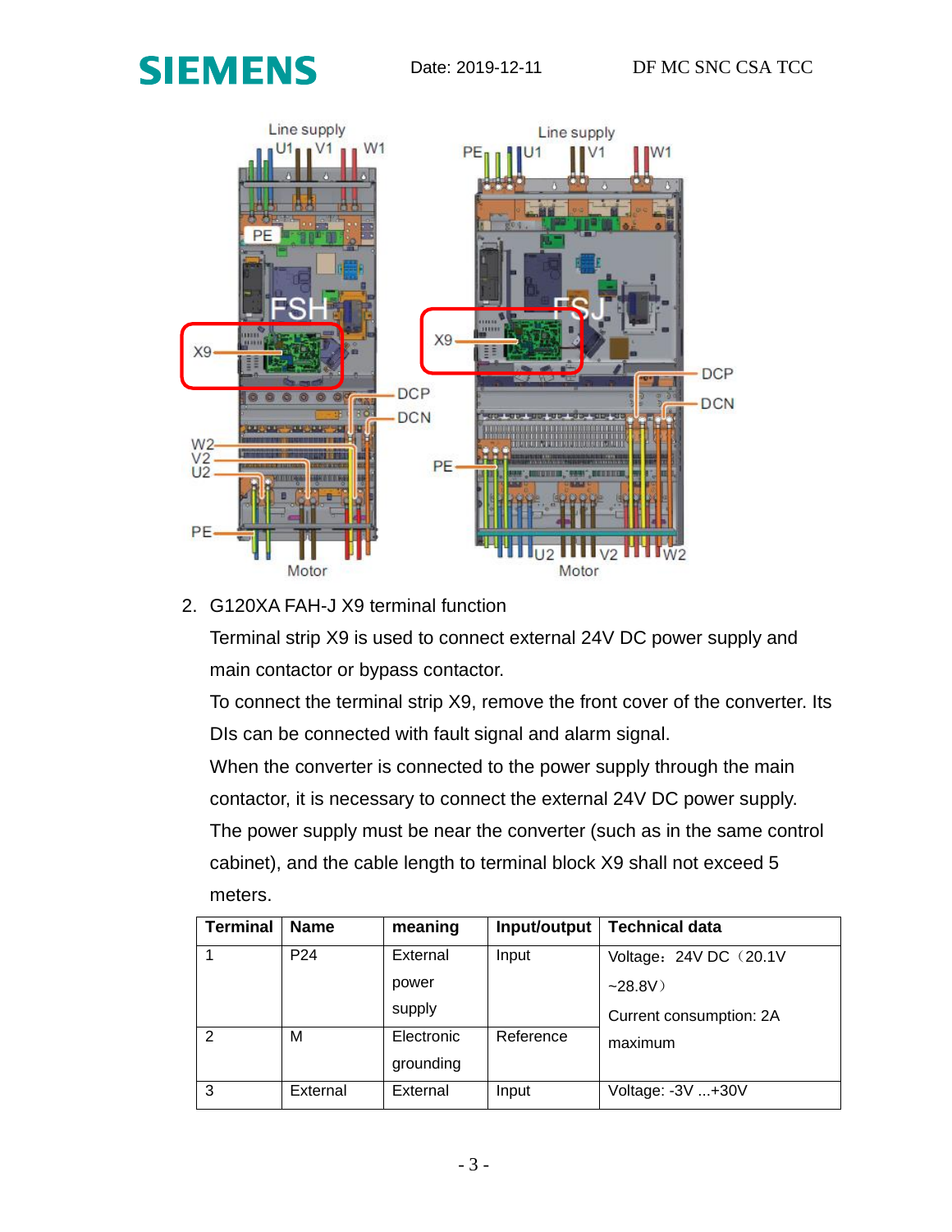2. G120XA FAH-J X9 terminal function

   Terminal strip X9 is used to connect external 24V DC power supply and main contactor or bypass contactor.

   To connect the terminal strip X9, remove the front cover of the converter. Its DIs can be connected with fault signal and alarm signal.

   When the converter is connected to the power supply through the main contactor, it is necessary to connect the external 24V DC power supply. The power supply must be near the converter (such as in the same control cabinet), and the cable length to terminal block X9 shall not exceed 5 meters.

| Terminal | Name | meaning | Input/output | Technical data |
|---|---|---|---|---|
| 1 | P24 | External power supply | Input | Voltage：24V DC（20.1V ~28.8V）<br>Current consumption: 2A maximum |
| 2 | M | Electronic grounding | Reference | |
| 3 | External | External | Input | Voltage: -3V ...+30V |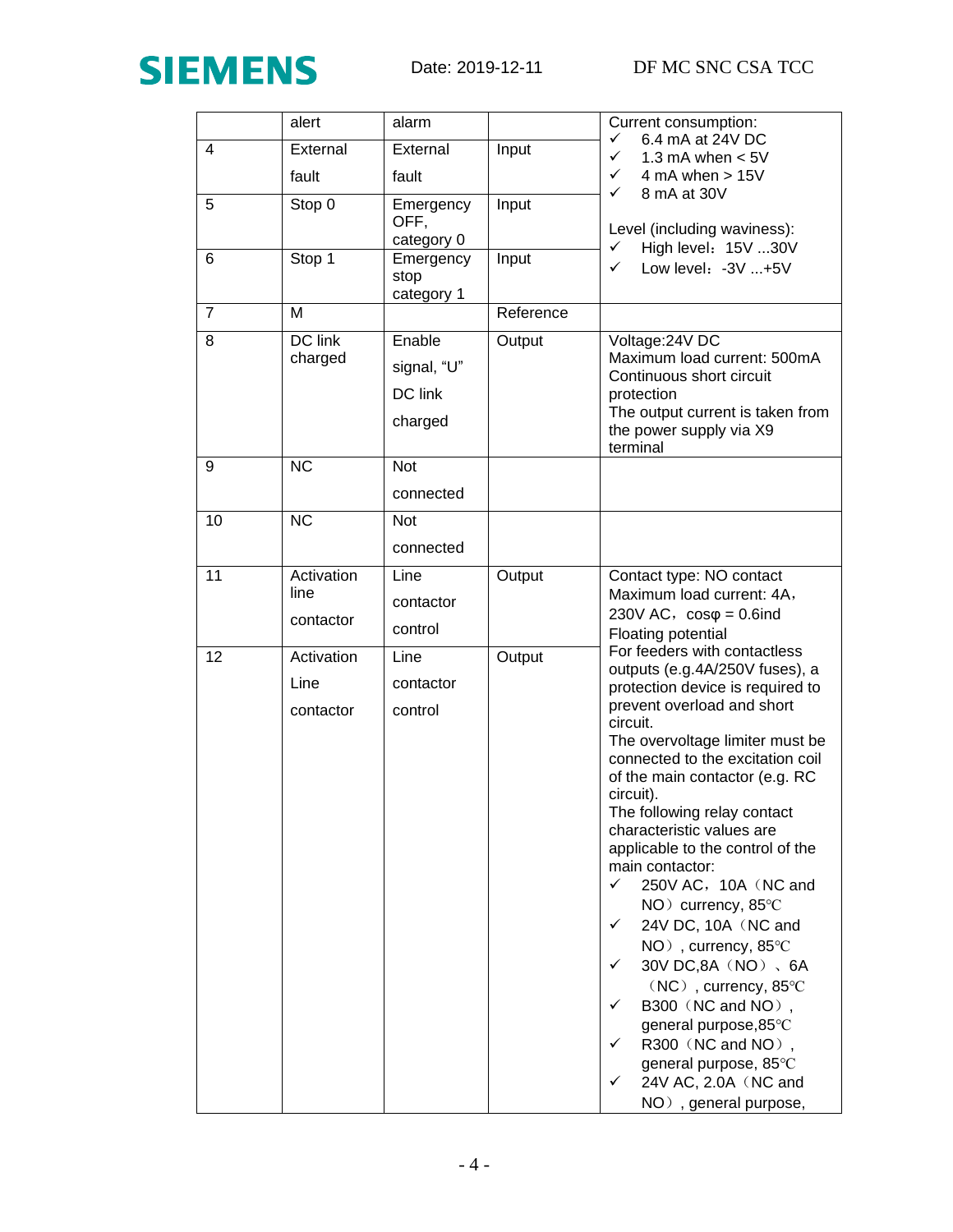| | alert | alarm | | Current consumption:<br>✓ 6.4 mA at 24V DC<br>✓ 1.3 mA when < 5V<br>✓ 4 mA when > 15V<br>✓ 8 mA at 30V<br><br>Level (including waviness):<br>✓ High level：15V ...30V<br>✓ Low level：-3V ...+5V |
|---|---|---|---|---|
| 4 | External fault | External fault | Input | |
| 5 | Stop 0 | Emergency OFF, category 0 | Input | |
| 6 | Stop 1 | Emergency stop category 1 | Input | |
| 7 | M | | Reference | |
| 8 | DC link charged | Enable signal, “U” DC link charged | Output | Voltage:24V DC<br>Maximum load current: 500mA<br>Continuous short circuit protection<br>The output current is taken from the power supply via X9 terminal |
| 9 | NC | Not connected | | |
| 10 | NC | Not connected | | |
| 11 | Activation line contactor | Line contactor control | Output | Contact type: NO contact<br>Maximum load current: 4A，230V AC，cosφ = 0.6ind<br>Floating potential<br>For feeders with contactless outputs (e.g.4A/250V fuses), a protection device is required to prevent overload and short circuit.<br>The overvoltage limiter must be connected to the excitation coil of the main contactor (e.g. RC circuit).<br>The following relay contact characteristic values are applicable to the control of the main contactor:<br>✓ 250V AC，10A（NC and NO）currency, 85℃<br>✓ 24V DC, 10A（NC and NO）, currency, 85℃<br>✓ 30V DC,8A（NO）、6A（NC）, currency, 85℃<br>✓ B300（NC and NO）, general purpose,85℃<br>✓ R300（NC and NO）, general purpose, 85℃<br>✓ 24V AC, 2.0A（NC and NO）, general purpose, |
| 12 | Activation Line contactor | Line contactor control | Output | |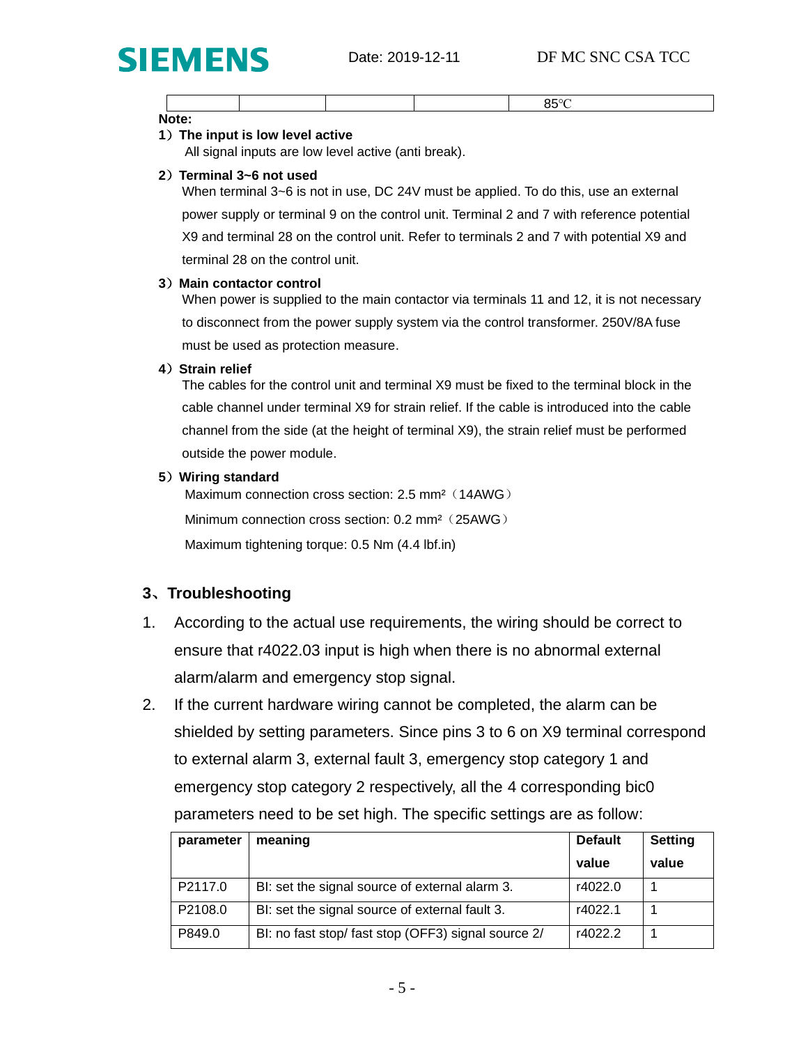|  |  |  |  | 85℃ |
|---|---|---|---|---|

**Note:**

**1）The input is low level active**

All signal inputs are low level active (anti break).

**2）Terminal 3~6 not used**

When terminal 3~6 is not in use, DC 24V must be applied. To do this, use an external power supply or terminal 9 on the control unit. Terminal 2 and 7 with reference potential X9 and terminal 28 on the control unit. Refer to terminals 2 and 7 with potential X9 and terminal 28 on the control unit.

**3）Main contactor control**

When power is supplied to the main contactor via terminals 11 and 12, it is not necessary to disconnect from the power supply system via the control transformer. 250V/8A fuse must be used as protection measure.

**4）Strain relief**

The cables for the control unit and terminal X9 must be fixed to the terminal block in the cable channel under terminal X9 for strain relief. If the cable is introduced into the cable channel from the side (at the height of terminal X9), the strain relief must be performed outside the power module.

**5）Wiring standard**

Maximum connection cross section: 2.5 mm²（14AWG）

Minimum connection cross section: 0.2 mm²（25AWG）

Maximum tightening torque: 0.5 Nm (4.4 lbf.in)

## 3、Troubleshooting

1. According to the actual use requirements, the wiring should be correct to ensure that r4022.03 input is high when there is no abnormal external alarm/alarm and emergency stop signal.
2. If the current hardware wiring cannot be completed, the alarm can be shielded by setting parameters. Since pins 3 to 6 on X9 terminal correspond to external alarm 3, external fault 3, emergency stop category 1 and emergency stop category 2 respectively, all the 4 corresponding bic0 parameters need to be set high. The specific settings are as follow:

| parameter | meaning | Default value | Setting value |
|---|---|---|---|
| P2117.0 | BI: set the signal source of external alarm 3. | r4022.0 | 1 |
| P2108.0 | BI: set the signal source of external fault 3. | r4022.1 | 1 |
| P849.0 | BI: no fast stop/ fast stop (OFF3) signal source 2/ | r4022.2 | 1 |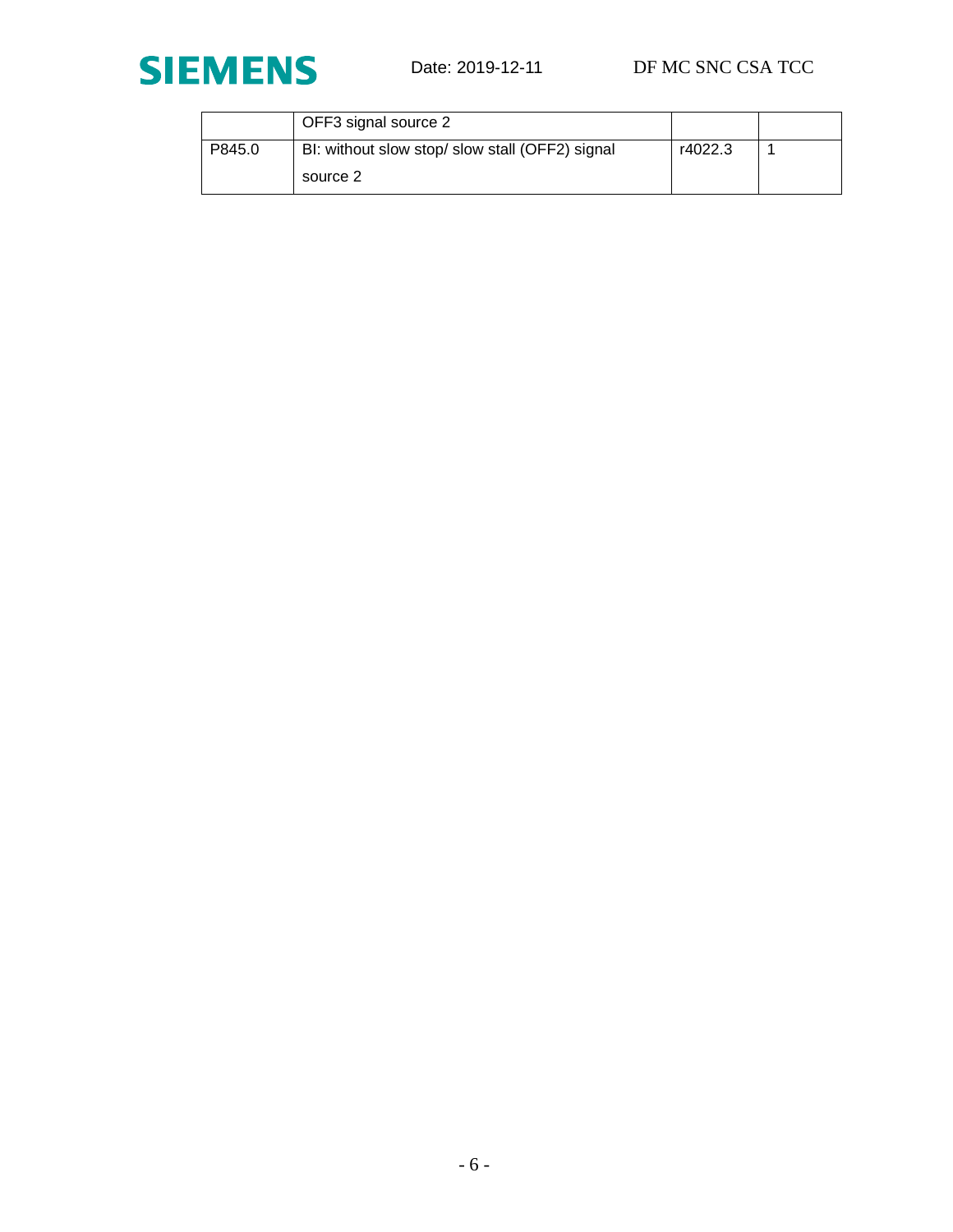| | | | |
|---|---|---|---|
| | OFF3 signal source 2 | | |
| P845.0 | BI: without slow stop/ slow stall (OFF2) signal source 2 | r4022.3 | 1 |